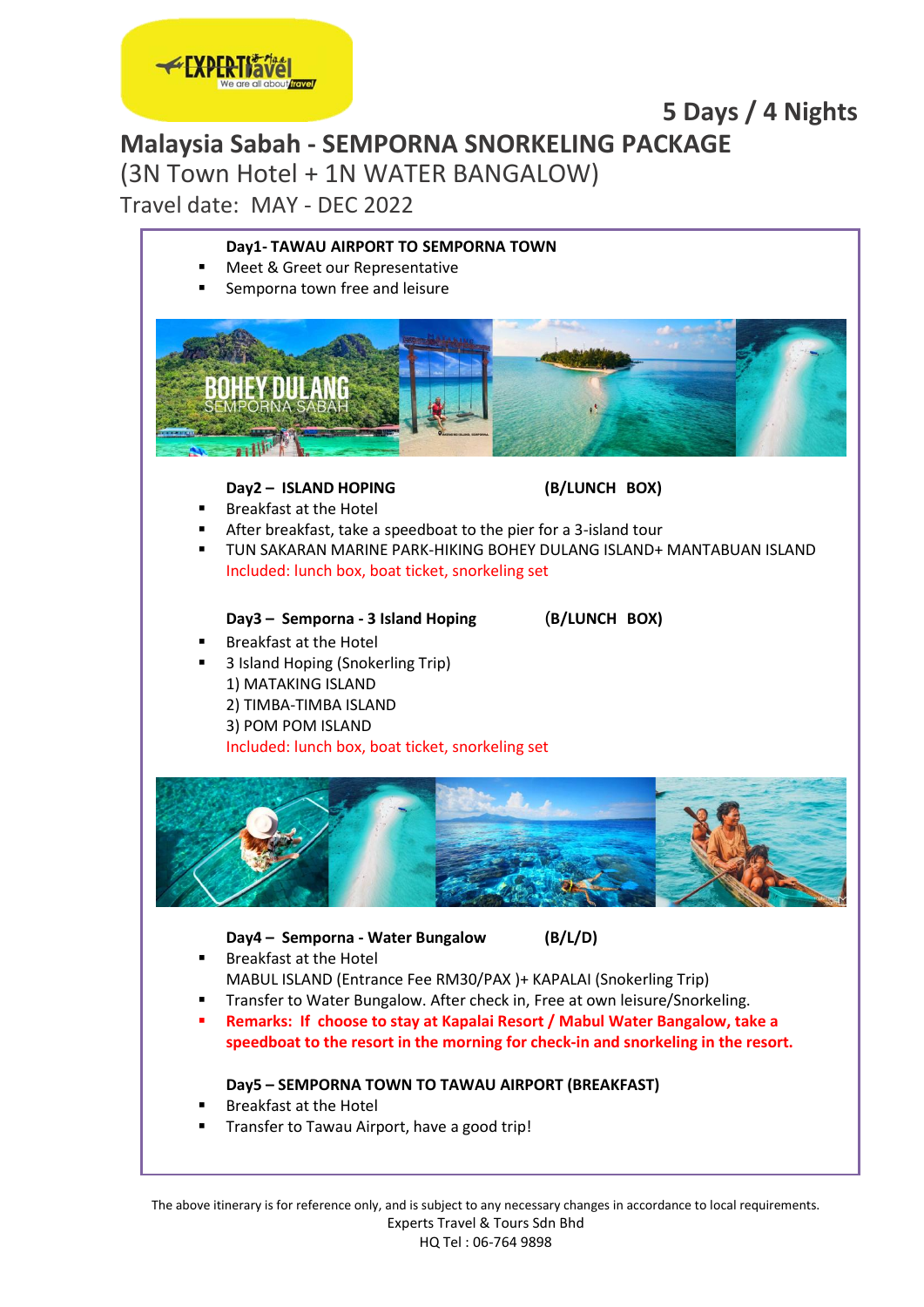## 5 Days / 4 Nights

# Malaysia Sabah - SEMPORNA SNORKELING PACKAGE

(3N Town Hotel + 1N WATER BANGALOW)

Travel date: MAY - DEC 2022

**Day1- TAWAU AIRPORT TO SEMPORNA TOWN**

- Meet & Greet our Representative
- Semporna town free and leisure

**Day2 – ISLAND HOPING** **(B/LUNCH BOX)**

- Breakfast at the Hotel
- After breakfast, take a speedboat to the pier for a 3-island tour
- TUN SAKARAN MARINE PARK-HIKING BOHEY DULANG ISLAND+ MANTABUAN ISLAND
  Included: lunch box, boat ticket, snorkeling set

**Day3 – Semporna - 3 Island Hoping** **(B/LUNCH BOX)**

- Breakfast at the Hotel
- 3 Island Hoping (Snokerling Trip)
  1) MATAKING ISLAND
  2) TIMBA-TIMBA ISLAND
  3) POM POM ISLAND
  Included: lunch box, boat ticket, snorkeling set

**Day4 – Semporna - Water Bungalow** **(B/L/D)**

- Breakfast at the Hotel
  MABUL ISLAND (Entrance Fee RM30/PAX )+ KAPALAI (Snokerling Trip)
- Transfer to Water Bungalow. After check in, Free at own leisure/Snorkeling.
- **Remarks: If choose to stay at Kapalai Resort / Mabul Water Bangalow, take a speedboat to the resort in the morning for check-in and snorkeling in the resort.**

**Day5 – SEMPORNA TOWN TO TAWAU AIRPORT (BREAKFAST)**

- Breakfast at the Hotel
- Transfer to Tawau Airport, have a good trip!

The above itinerary is for reference only, and is subject to any necessary changes in accordance to local requirements.
Experts Travel & Tours Sdn Bhd
HQ Tel : 06-764 9898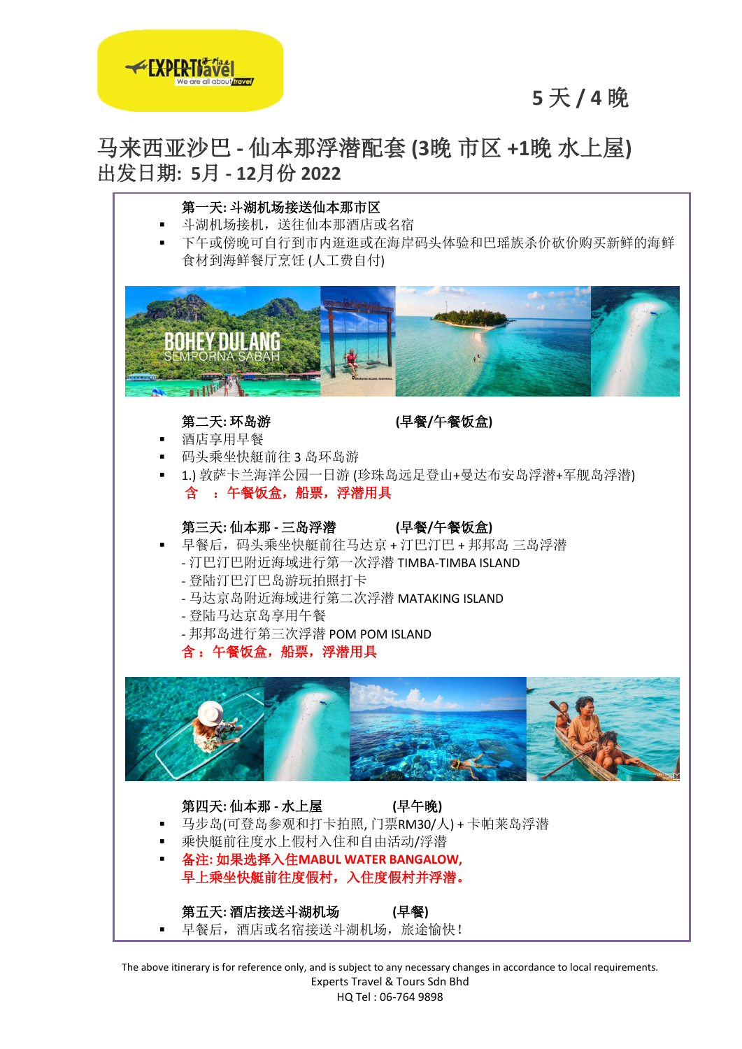5 天 / 4 晚

# 马来西亚沙巴 - 仙本那浮潜配套 (3晚 市区 +1晚 水上屋)

## 出发日期: 5月 - 12月份 2022

**第一天: 斗湖机场接送仙本那市区**

- 斗湖机场接机，送往仙本那酒店或名宿
- 下午或傍晚可自行到市内逛逛或在海岸码头体验和巴瑶族杀价砍价购买新鲜的海鲜食材到海鲜餐厅烹饪 (人工费自付)

**第二天: 环岛游　　　　　　　　(早餐/午餐饭盒)**

- 酒店享用早餐
- 码头乘坐快艇前往 3 岛环岛游
- 1.) 敦萨卡兰海洋公园一日游 (珍珠岛远足登山+曼达布安岛浮潜+军舰岛浮潜)

**含　：午餐饭盒，船票，浮潜用具**

**第三天: 仙本那 - 三岛浮潜　　　　(早餐/午餐饭盒)**

- 早餐后，码头乘坐快艇前往马达京 + 汀巴汀巴 + 邦邦岛 三岛浮潜
  - 汀巴汀巴附近海域进行第一次浮潜 TIMBA-TIMBA ISLAND
  - 登陆汀巴汀巴岛游玩拍照打卡
  - 马达京岛附近海域进行第二次浮潜 MATAKING ISLAND
  - 登陆马达京岛享用午餐
  - 邦邦岛进行第三次浮潜 POM POM ISLAND

**含：午餐饭盒，船票，浮潜用具**

**第四天: 仙本那 - 水上屋　　　　(早午晚)**

- 马步岛(可登岛参观和打卡拍照, 门票RM30/人) + 卡帕莱岛浮潜
- 乘快艇前往度水上假村入住和自由活动/浮潜
- **备注: 如果选择入住MABUL WATER BANGALOW, 早上乘坐快艇前往度假村，入住度假村并浮潜。**

**第五天: 酒店接送斗湖机场　　　　(早餐)**

- 早餐后，酒店或名宿接送斗湖机场，旅途愉快！

The above itinerary is for reference only, and is subject to any necessary changes in accordance to local requirements.
Experts Travel & Tours Sdn Bhd
HQ Tel : 06-764 9898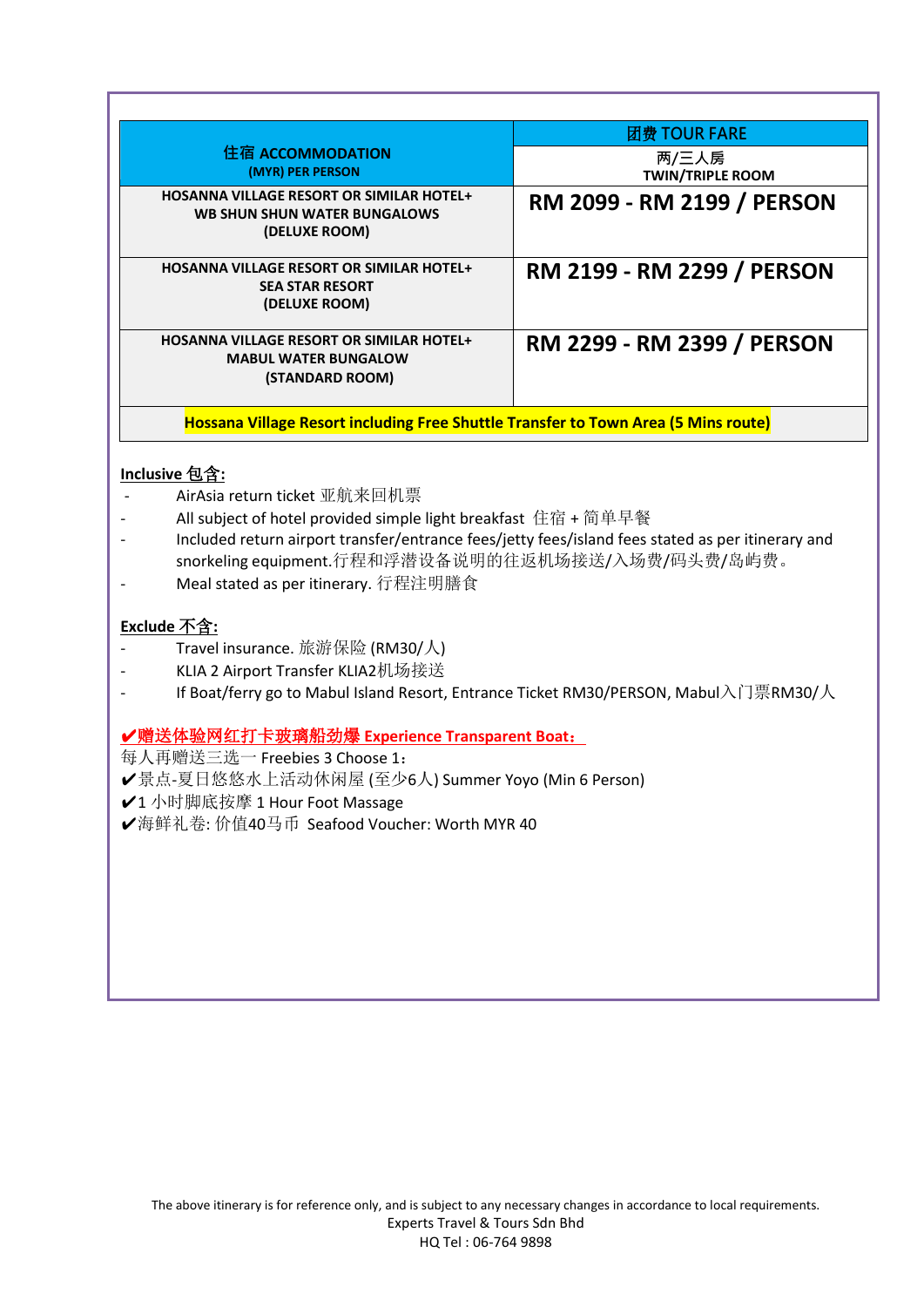| 住宿 ACCOMMODATION<br>(MYR) PER PERSON | 团费 TOUR FARE<br>两/三人房<br>TWIN/TRIPLE ROOM |
|---|---|
| HOSANNA VILLAGE RESORT OR SIMILAR HOTEL+<br>WB SHUN SHUN WATER BUNGALOWS<br>(DELUXE ROOM) | **RM 2099 - RM 2199 / PERSON** |
| HOSANNA VILLAGE RESORT OR SIMILAR HOTEL+<br>SEA STAR RESORT<br>(DELUXE ROOM) | **RM 2199 - RM 2299 / PERSON** |
| HOSANNA VILLAGE RESORT OR SIMILAR HOTEL+<br>MABUL WATER BUNGALOW<br>(STANDARD ROOM) | **RM 2299 - RM 2399 / PERSON** |
| **Hossana Village Resort including Free Shuttle Transfer to Town Area (5 Mins route)** | |

**Inclusive 包含:**

- AirAsia return ticket 亚航来回机票
- All subject of hotel provided simple light breakfast 住宿 + 简单早餐
- Included return airport transfer/entrance fees/jetty fees/island fees stated as per itinerary and snorkeling equipment.行程和浮潜设备说明的往返机场接送/入场费/码头费/岛屿费。
- Meal stated as per itinerary. 行程注明膳食

**Exclude 不含:**

- Travel insurance. 旅游保险 (RM30/人)
- KLIA 2 Airport Transfer KLIA2机场接送
- If Boat/ferry go to Mabul Island Resort, Entrance Ticket RM30/PERSON, Mabul入门票RM30/人

**✔赠送体验网红打卡玻璃船劲爆 Experience Transparent Boat：**

每人再赠送三选一 Freebies 3 Choose 1：

✔景点-夏日悠悠水上活动休闲屋 (至少6人) Summer Yoyo (Min 6 Person)

✔1 小时脚底按摩 1 Hour Foot Massage

✔海鲜礼卷: 价值40马币 Seafood Voucher: Worth MYR 40

The above itinerary is for reference only, and is subject to any necessary changes in accordance to local requirements.
Experts Travel & Tours Sdn Bhd
HQ Tel : 06-764 9898